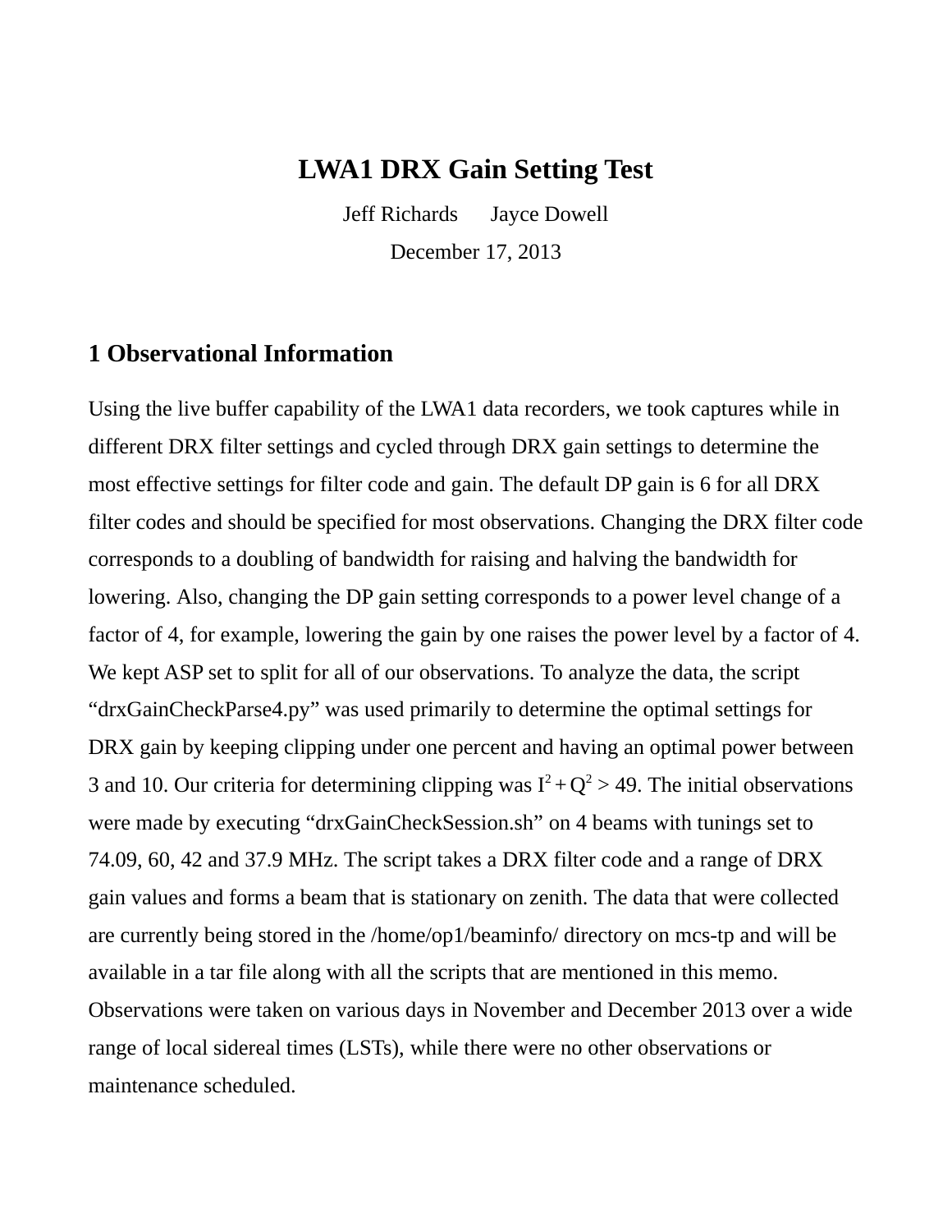# LWA1 DRX Gain Setting Test

Jeff Richards    Jayce Dowell

December 17, 2013

## 1 Observational Information

Using the live buffer capability of the LWA1 data recorders, we took captures while in different DRX filter settings and cycled through DRX gain settings to determine the most effective settings for filter code and gain. The default DP gain is 6 for all DRX filter codes and should be specified for most observations. Changing the DRX filter code corresponds to a doubling of bandwidth for raising and halving the bandwidth for lowering. Also, changing the DP gain setting corresponds to a power level change of a factor of 4, for example, lowering the gain by one raises the power level by a factor of 4. We kept ASP set to split for all of our observations. To analyze the data, the script “drxGainCheckParse4.py” was used primarily to determine the optimal settings for DRX gain by keeping clipping under one percent and having an optimal power between 3 and 10. Our criteria for determining clipping was $I^2 + Q^2 > 49$. The initial observations were made by executing “drxGainCheckSession.sh” on 4 beams with tunings set to 74.09, 60, 42 and 37.9 MHz. The script takes a DRX filter code and a range of DRX gain values and forms a beam that is stationary on zenith. The data that were collected are currently being stored in the /home/op1/beaminfo/ directory on mcs-tp and will be available in a tar file along with all the scripts that are mentioned in this memo. Observations were taken on various days in November and December 2013 over a wide range of local sidereal times (LSTs), while there were no other observations or maintenance scheduled.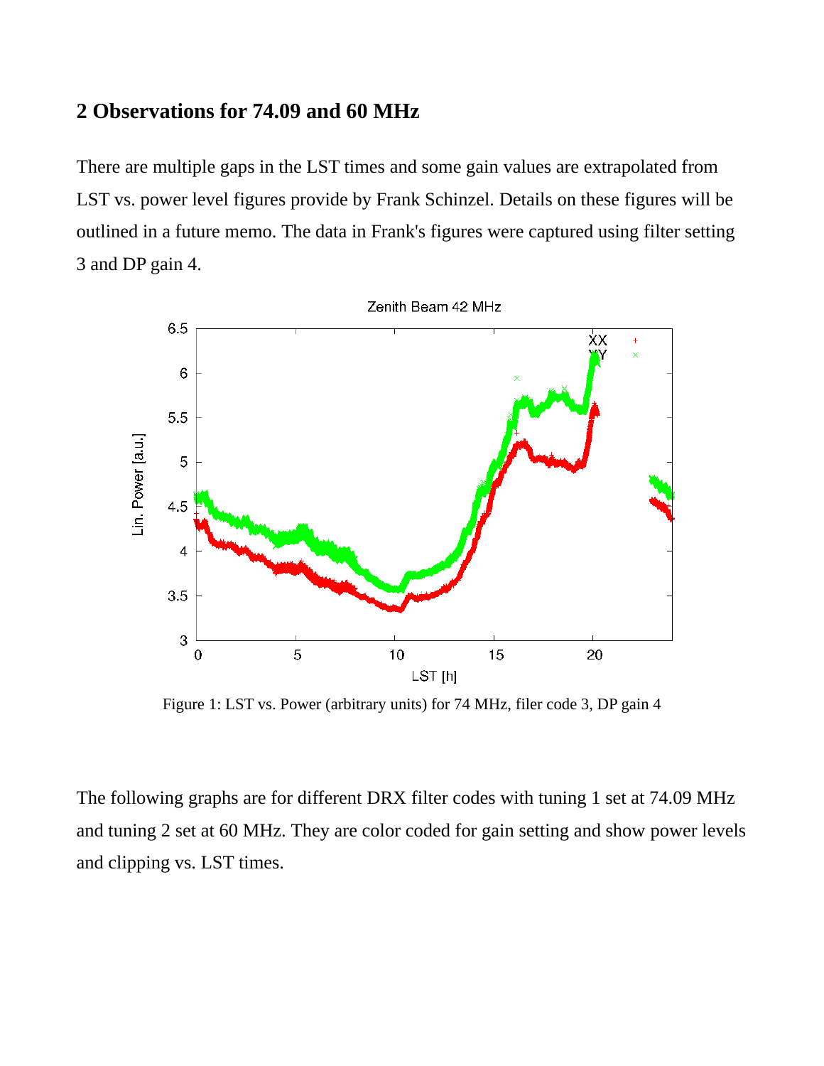## 2 Observations for 74.09 and 60 MHz

There are multiple gaps in the LST times and some gain values are extrapolated from LST vs. power level figures provide by Frank Schinzel. Details on these figures will be outlined in a future memo. The data in Frank's figures were captured using filter setting 3 and DP gain 4.

Figure 1: LST vs. Power (arbitrary units) for 74 MHz, filer code 3, DP gain 4

The following graphs are for different DRX filter codes with tuning 1 set at 74.09 MHz and tuning 2 set at 60 MHz. They are color coded for gain setting and show power levels and clipping vs. LST times.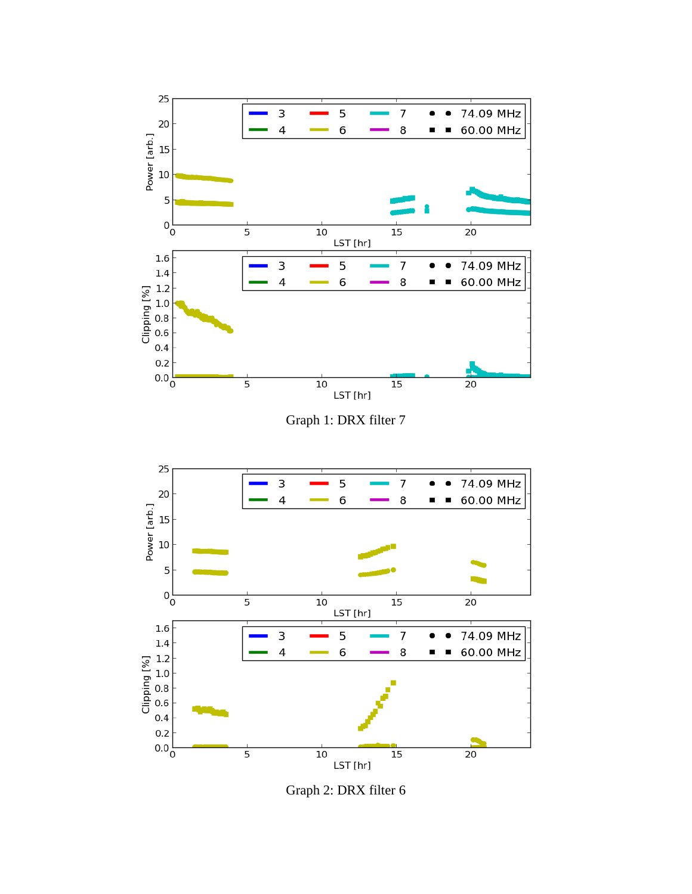Graph 1: DRX filter 7

Graph 2: DRX filter 6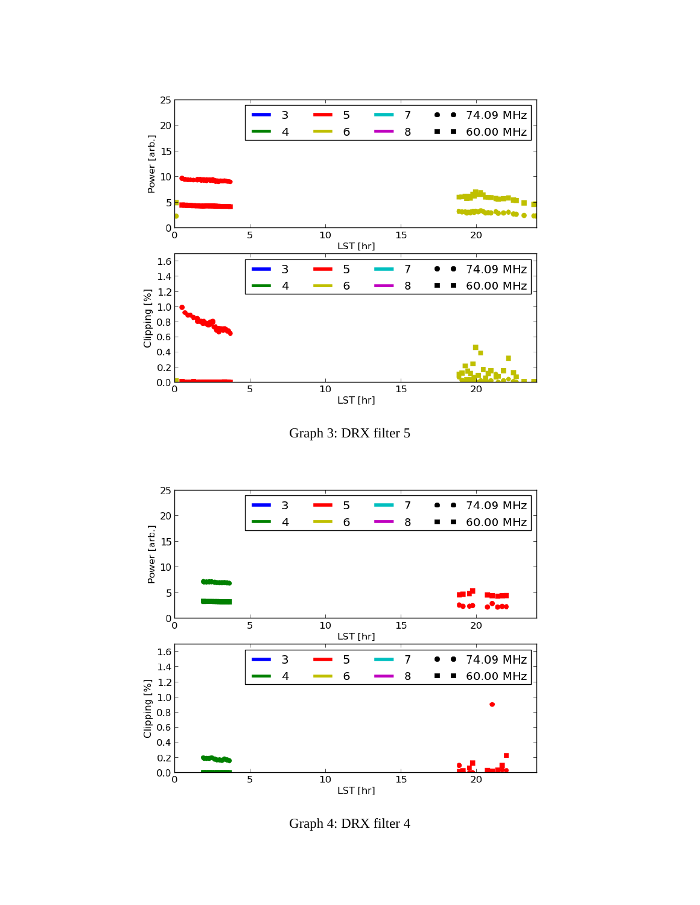Graph 3: DRX filter 5

Graph 4: DRX filter 4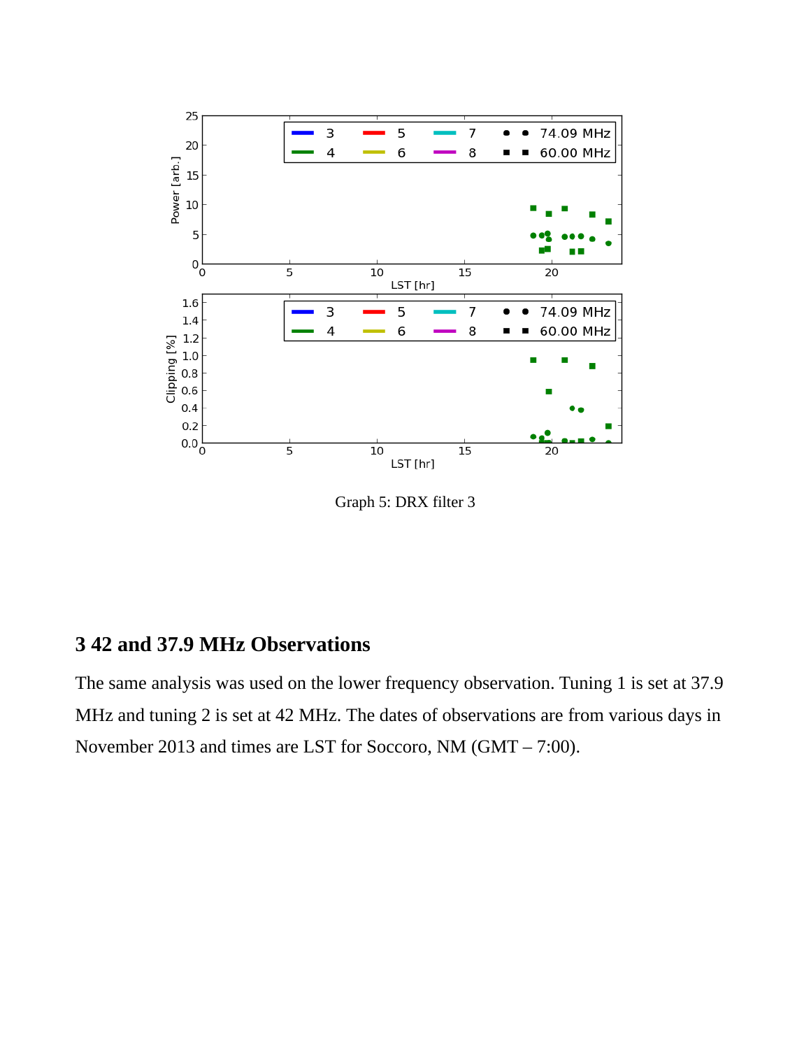Graph 5: DRX filter 3

## 3 42 and 37.9 MHz Observations

The same analysis was used on the lower frequency observation. Tuning 1 is set at 37.9 MHz and tuning 2 is set at 42 MHz. The dates of observations are from various days in November 2013 and times are LST for Soccoro, NM (GMT – 7:00).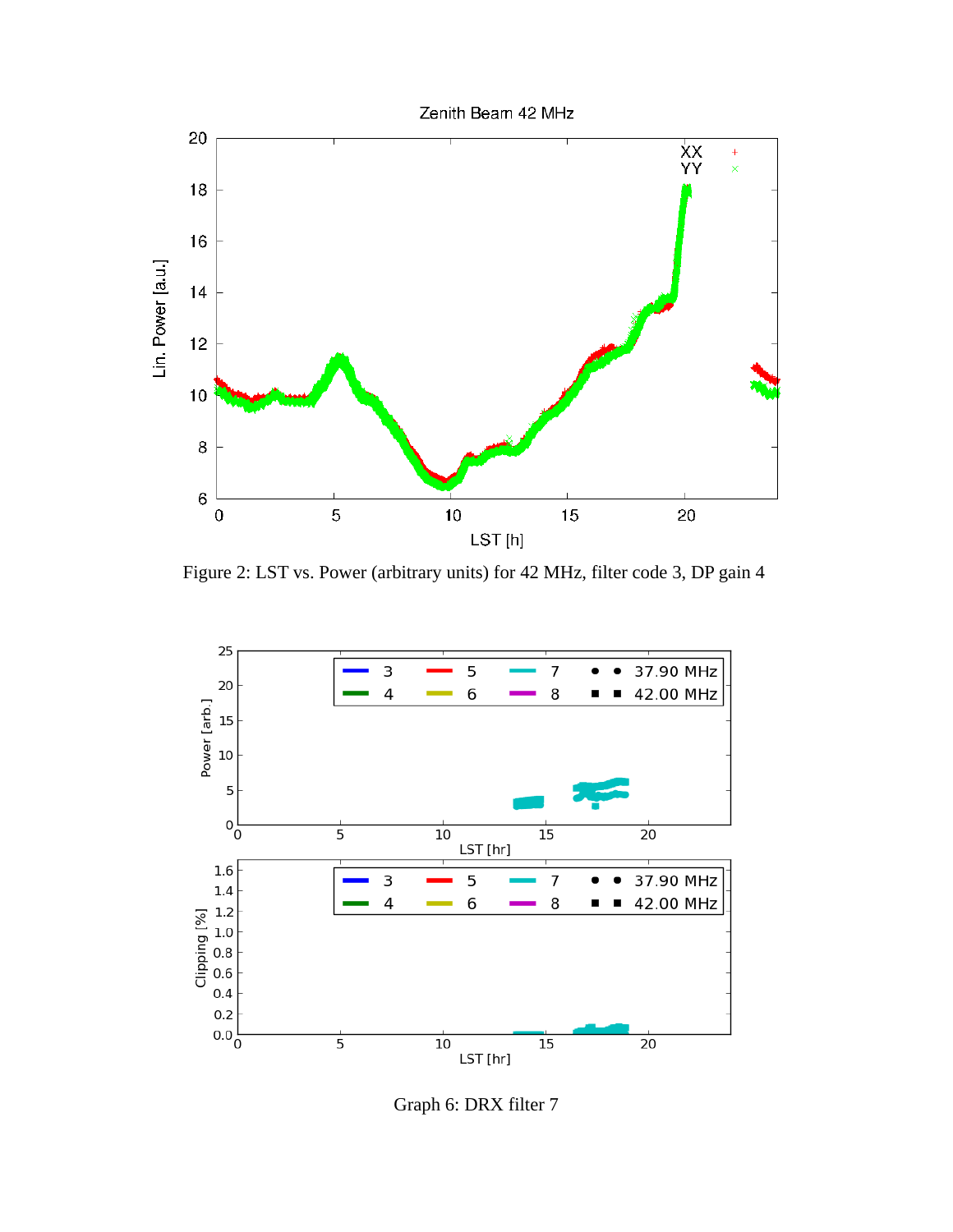Figure 2: LST vs. Power (arbitrary units) for 42 MHz, filter code 3, DP gain 4

Graph 6: DRX filter 7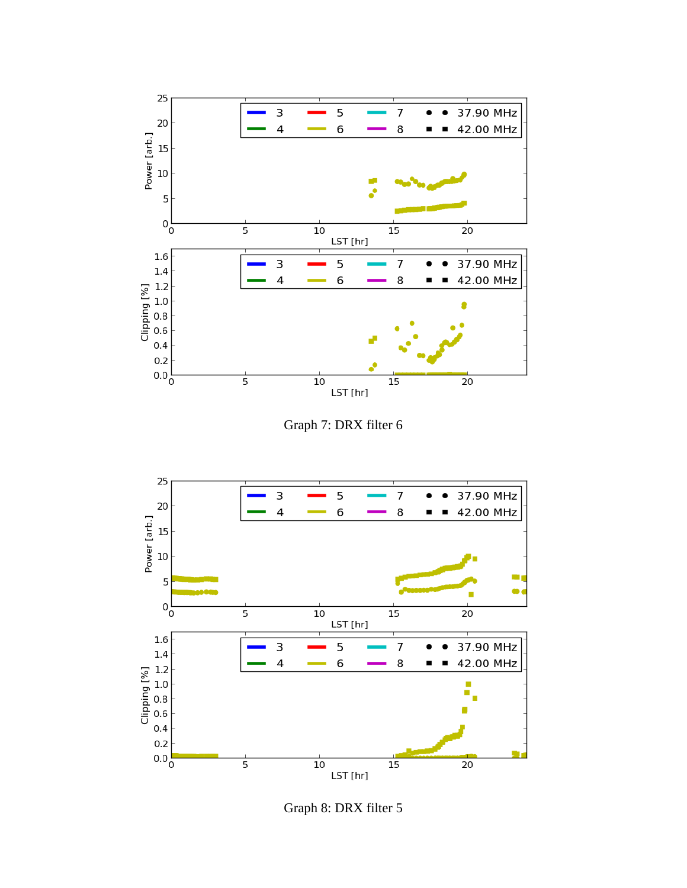Graph 7: DRX filter 6

Graph 8: DRX filter 5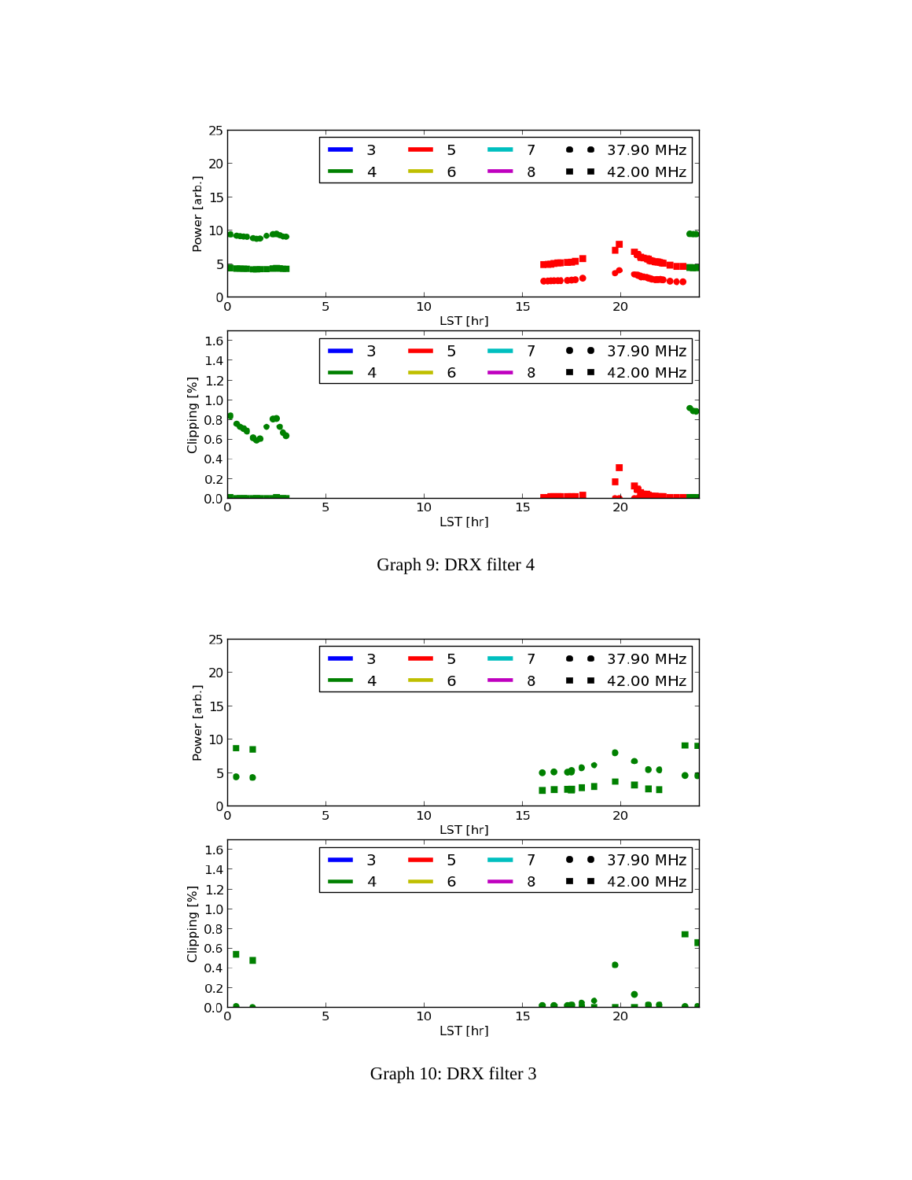Graph 9: DRX filter 4

Graph 10: DRX filter 3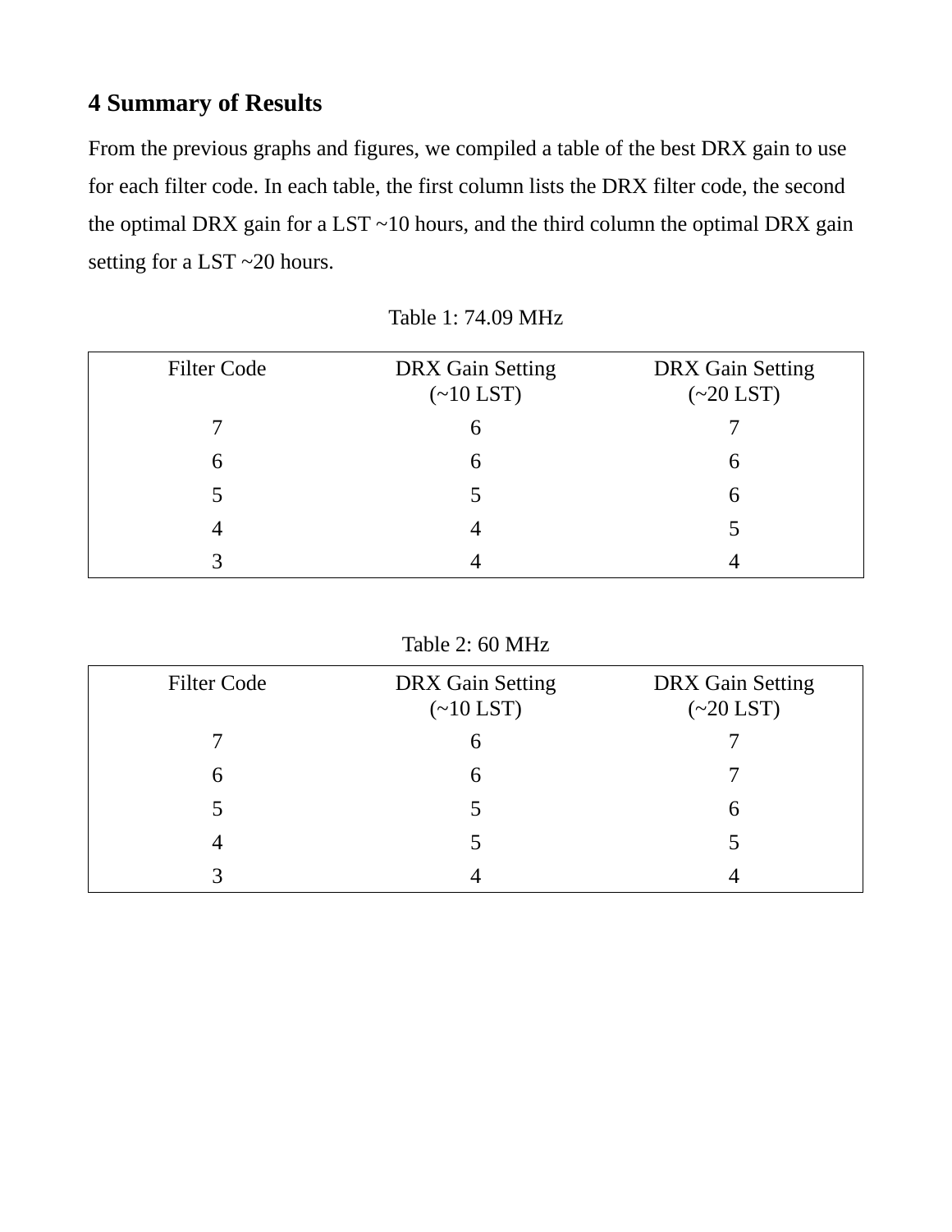## 4 Summary of Results

From the previous graphs and figures, we compiled a table of the best DRX gain to use for each filter code. In each table, the first column lists the DRX filter code, the second the optimal DRX gain for a LST ~10 hours, and the third column the optimal DRX gain setting for a LST ~20 hours.

Table 1: 74.09 MHz

| Filter Code | DRX Gain Setting (~10 LST) | DRX Gain Setting (~20 LST) |
|---|---|---|
| 7 | 6 | 7 |
| 6 | 6 | 6 |
| 5 | 5 | 6 |
| 4 | 4 | 5 |
| 3 | 4 | 4 |

Table 2: 60 MHz

| Filter Code | DRX Gain Setting (~10 LST) | DRX Gain Setting (~20 LST) |
|---|---|---|
| 7 | 6 | 7 |
| 6 | 6 | 7 |
| 5 | 5 | 6 |
| 4 | 5 | 5 |
| 3 | 4 | 4 |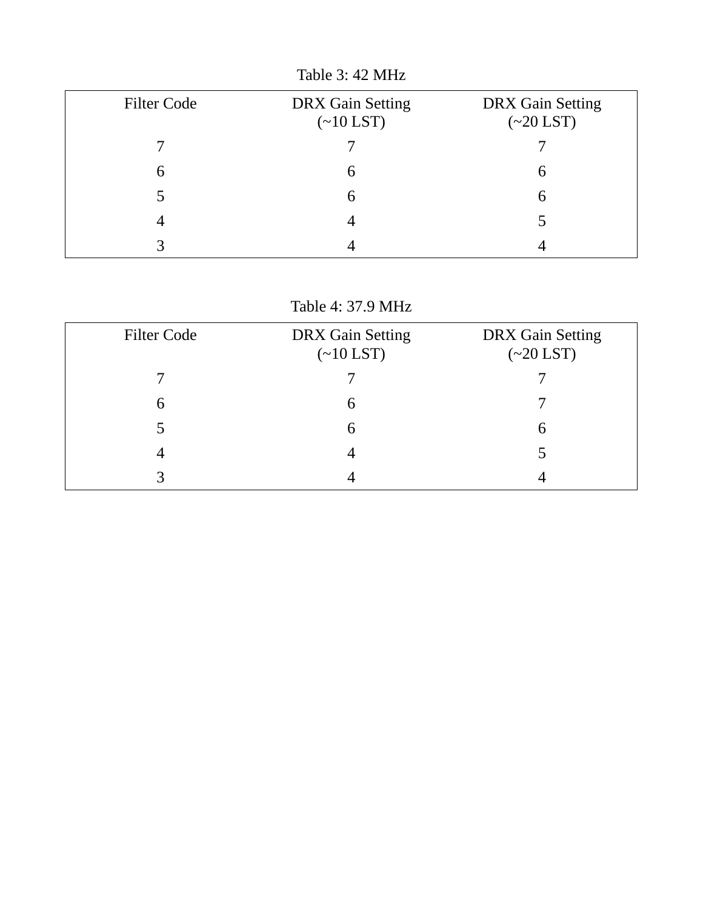Table 3: 42 MHz

| Filter Code | DRX Gain Setting (~10 LST) | DRX Gain Setting (~20 LST) |
|---|---|---|
| 7 | 7 | 7 |
| 6 | 6 | 6 |
| 5 | 6 | 6 |
| 4 | 4 | 5 |
| 3 | 4 | 4 |

Table 4: 37.9 MHz

| Filter Code | DRX Gain Setting (~10 LST) | DRX Gain Setting (~20 LST) |
|---|---|---|
| 7 | 7 | 7 |
| 6 | 6 | 7 |
| 5 | 6 | 6 |
| 4 | 4 | 5 |
| 3 | 4 | 4 |